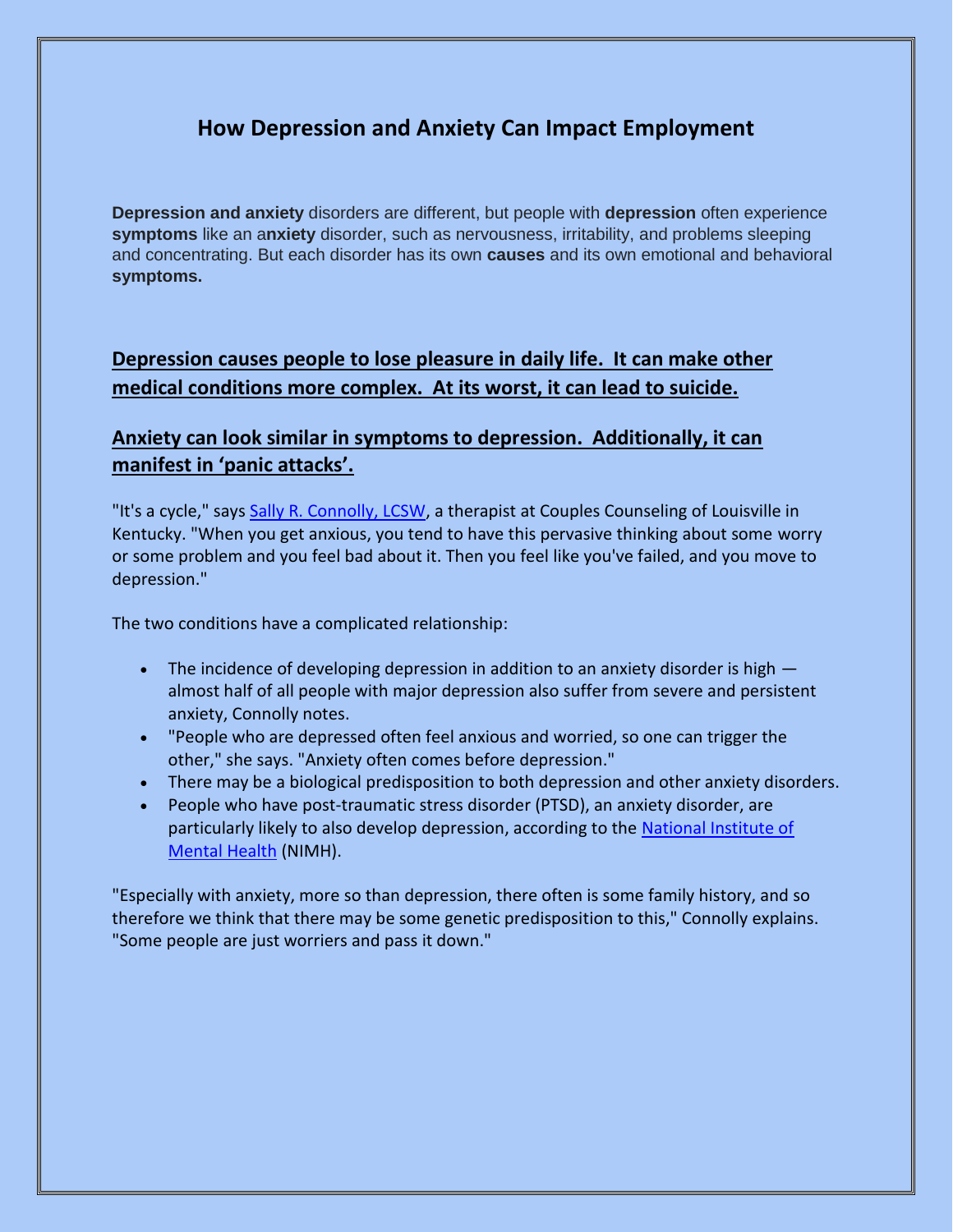# How Depression and Anxiety Can Impact Employment

**Depression and anxiety** disorders are different, but people with **depression** often experience **symptoms** like an a**nxiety** disorder, such as nervousness, irritability, and problems sleeping and concentrating. But each disorder has its own **causes** and its own emotional and behavioral **symptoms.**

## Depression causes people to lose pleasure in daily life. It can make other medical conditions more complex. At its worst, it can lead to suicide.

## Anxiety can look similar in symptoms to depression. Additionally, it can manifest in 'panic attacks'.

"It's a cycle," says Sally R. Connolly, LCSW, a therapist at Couples Counseling of Louisville in Kentucky. "When you get anxious, you tend to have this pervasive thinking about some worry or some problem and you feel bad about it. Then you feel like you've failed, and you move to depression."

The two conditions have a complicated relationship:

- The incidence of developing depression in addition to an anxiety disorder is high — almost half of all people with major depression also suffer from severe and persistent anxiety, Connolly notes.
- "People who are depressed often feel anxious and worried, so one can trigger the other," she says. "Anxiety often comes before depression."
- There may be a biological predisposition to both depression and other anxiety disorders.
- People who have post-traumatic stress disorder (PTSD), an anxiety disorder, are particularly likely to also develop depression, according to the National Institute of Mental Health (NIMH).

"Especially with anxiety, more so than depression, there often is some family history, and so therefore we think that there may be some genetic predisposition to this," Connolly explains. "Some people are just worriers and pass it down."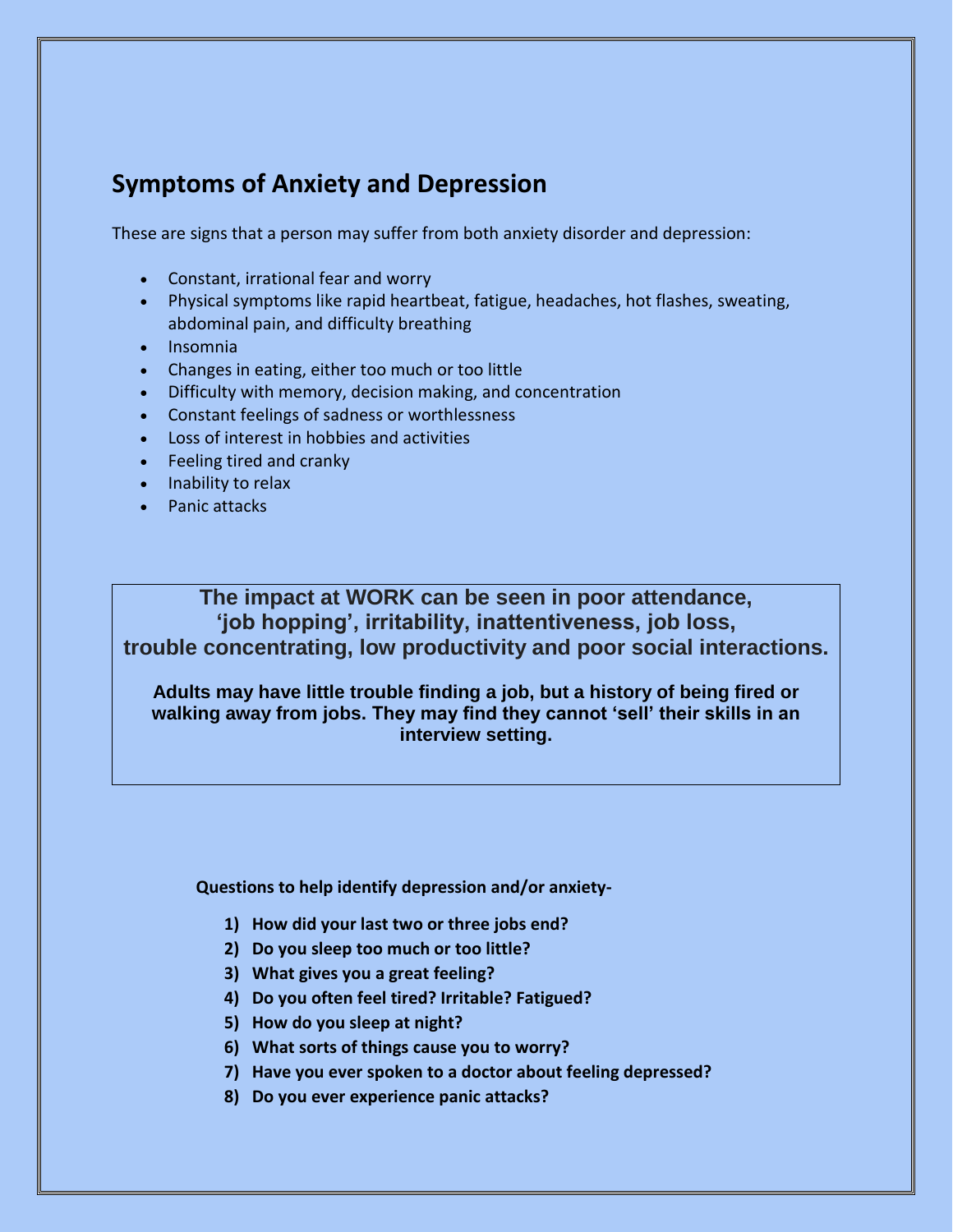## Symptoms of Anxiety and Depression

These are signs that a person may suffer from both anxiety disorder and depression:

- Constant, irrational fear and worry
- Physical symptoms like rapid heartbeat, fatigue, headaches, hot flashes, sweating, abdominal pain, and difficulty breathing
- Insomnia
- Changes in eating, either too much or too little
- Difficulty with memory, decision making, and concentration
- Constant feelings of sadness or worthlessness
- Loss of interest in hobbies and activities
- Feeling tired and cranky
- Inability to relax
- Panic attacks

**The impact at WORK can be seen in poor attendance, 'job hopping', irritability, inattentiveness, job loss, trouble concentrating, low productivity and poor social interactions.**

**Adults may have little trouble finding a job, but a history of being fired or walking away from jobs. They may find they cannot 'sell' their skills in an interview setting.**

**Questions to help identify depression and/or anxiety-**

1) **How did your last two or three jobs end?**
2) **Do you sleep too much or too little?**
3) **What gives you a great feeling?**
4) **Do you often feel tired? Irritable? Fatigued?**
5) **How do you sleep at night?**
6) **What sorts of things cause you to worry?**
7) **Have you ever spoken to a doctor about feeling depressed?**
8) **Do you ever experience panic attacks?**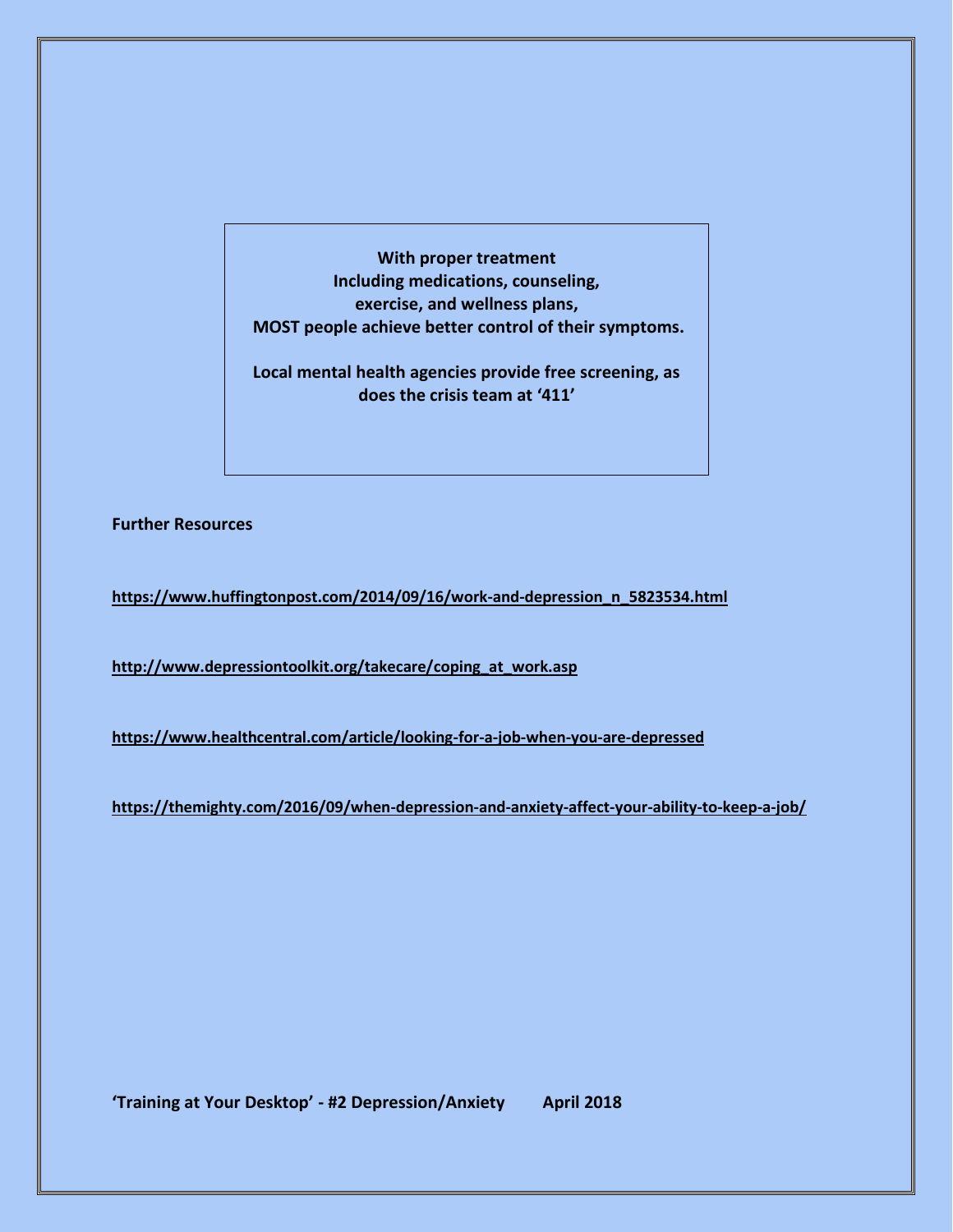**With proper treatment**
**Including medications, counseling,**
**exercise, and wellness plans,**
**MOST people achieve better control of their symptoms.**

**Local mental health agencies provide free screening, as does the crisis team at '411'**

**Further Resources**

**https://www.huffingtonpost.com/2014/09/16/work-and-depression_n_5823534.html**

**http://www.depressiontoolkit.org/takecare/coping_at_work.asp**

**https://www.healthcentral.com/article/looking-for-a-job-when-you-are-depressed**

**https://themighty.com/2016/09/when-depression-and-anxiety-affect-your-ability-to-keep-a-job/**